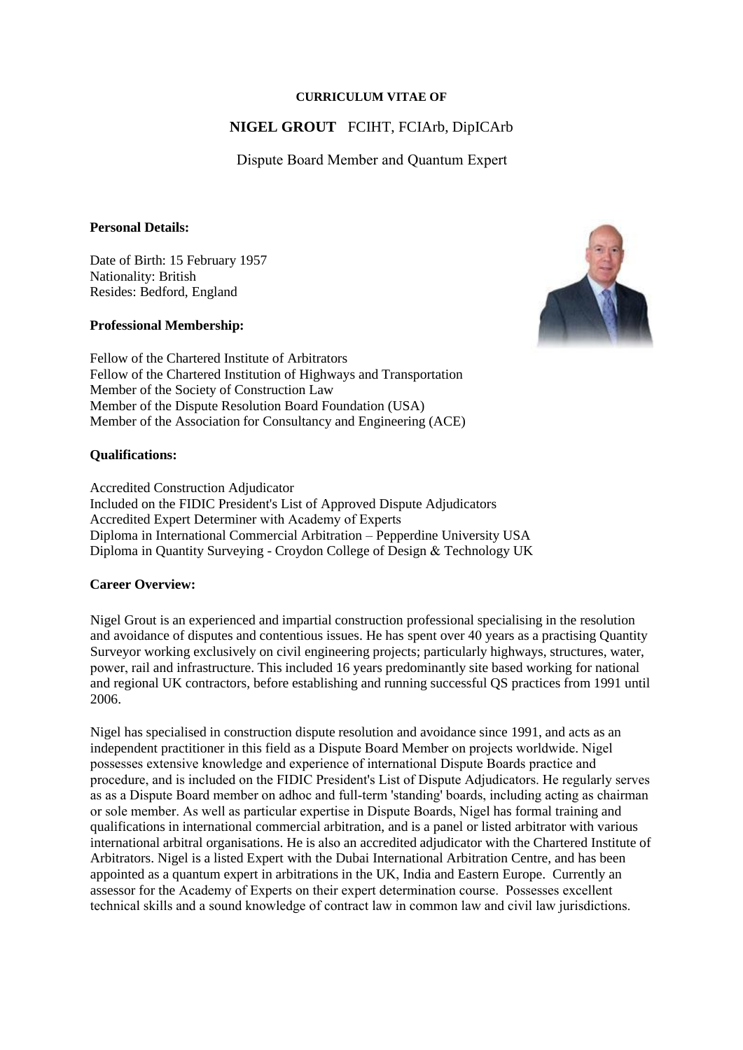**CURRICULUM VITAE OF**

# NIGEL GROUT FCIHT, FCIArb, DipICArb

Dispute Board Member and Quantum Expert

**Personal Details:**

Date of Birth: 15 February 1957
Nationality: British
Resides: Bedford, England

**Professional Membership:**

Fellow of the Chartered Institute of Arbitrators
Fellow of the Chartered Institution of Highways and Transportation
Member of the Society of Construction Law
Member of the Dispute Resolution Board Foundation (USA)
Member of the Association for Consultancy and Engineering (ACE)

**Qualifications:**

Accredited Construction Adjudicator
Included on the FIDIC President's List of Approved Dispute Adjudicators
Accredited Expert Determiner with Academy of Experts
Diploma in International Commercial Arbitration – Pepperdine University USA
Diploma in Quantity Surveying - Croydon College of Design & Technology UK

**Career Overview:**

Nigel Grout is an experienced and impartial construction professional specialising in the resolution and avoidance of disputes and contentious issues. He has spent over 40 years as a practising Quantity Surveyor working exclusively on civil engineering projects; particularly highways, structures, water, power, rail and infrastructure. This included 16 years predominantly site based working for national and regional UK contractors, before establishing and running successful QS practices from 1991 until 2006.

Nigel has specialised in construction dispute resolution and avoidance since 1991, and acts as an independent practitioner in this field as a Dispute Board Member on projects worldwide. Nigel possesses extensive knowledge and experience of international Dispute Boards practice and procedure, and is included on the FIDIC President's List of Dispute Adjudicators. He regularly serves as as a Dispute Board member on adhoc and full-term 'standing' boards, including acting as chairman or sole member. As well as particular expertise in Dispute Boards, Nigel has formal training and qualifications in international commercial arbitration, and is a panel or listed arbitrator with various international arbitral organisations. He is also an accredited adjudicator with the Chartered Institute of Arbitrators. Nigel is a listed Expert with the Dubai International Arbitration Centre, and has been appointed as a quantum expert in arbitrations in the UK, India and Eastern Europe. Currently an assessor for the Academy of Experts on their expert determination course. Possesses excellent technical skills and a sound knowledge of contract law in common law and civil law jurisdictions.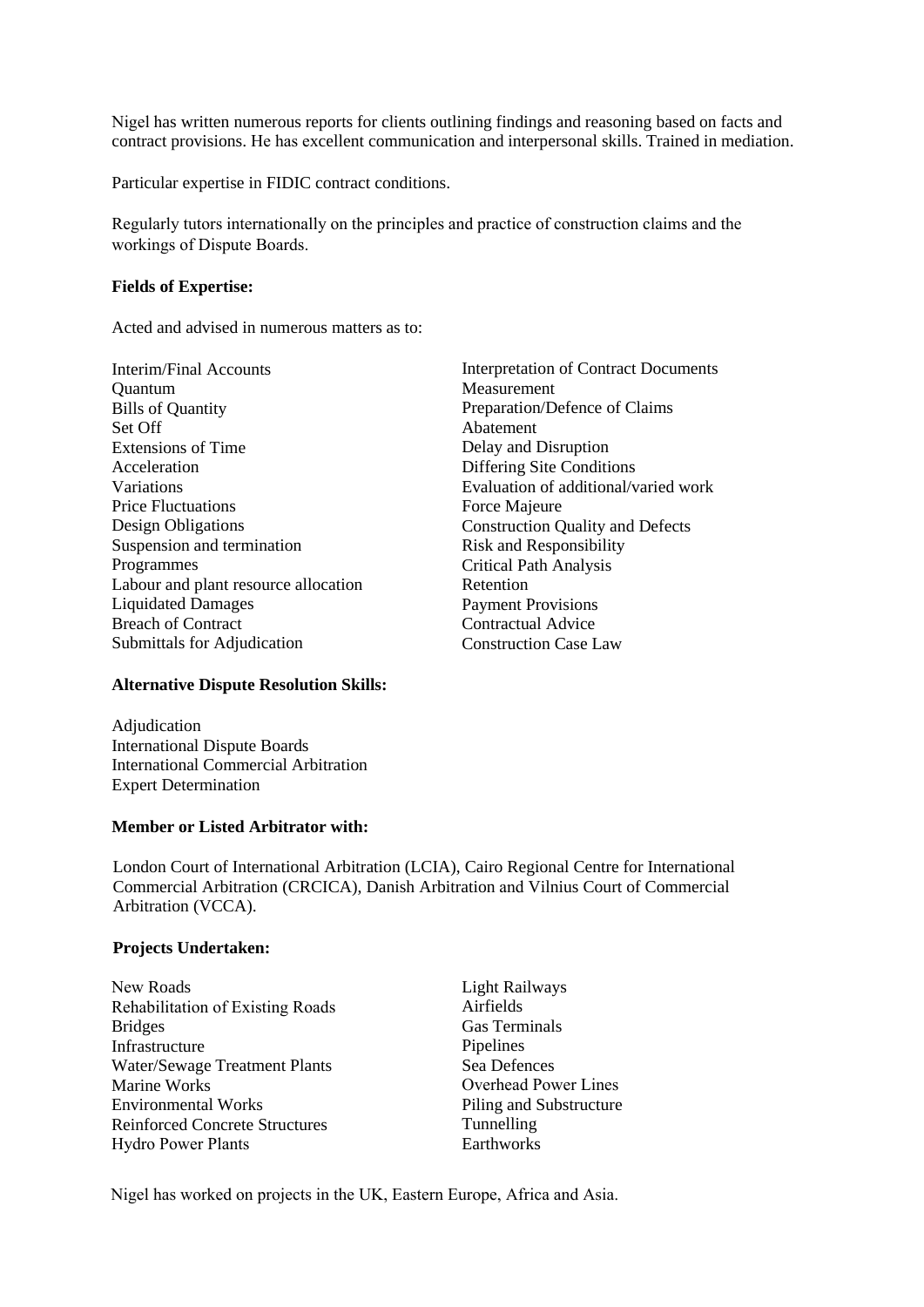Nigel has written numerous reports for clients outlining findings and reasoning based on facts and contract provisions. He has excellent communication and interpersonal skills. Trained in mediation.

Particular expertise in FIDIC contract conditions.

Regularly tutors internationally on the principles and practice of construction claims and the workings of Dispute Boards.

**Fields of Expertise:**

Acted and advised in numerous matters as to:

- Interim/Final Accounts
- Quantum
- Bills of Quantity
- Set Off
- Extensions of Time
- Acceleration
- Variations
- Price Fluctuations
- Design Obligations
- Suspension and termination
- Programmes
- Labour and plant resource allocation
- Liquidated Damages
- Breach of Contract
- Submittals for Adjudication
- Interpretation of Contract Documents
- Measurement
- Preparation/Defence of Claims
- Abatement
- Delay and Disruption
- Differing Site Conditions
- Evaluation of additional/varied work
- Force Majeure
- Construction Quality and Defects
- Risk and Responsibility
- Critical Path Analysis
- Retention
- Payment Provisions
- Contractual Advice
- Construction Case Law

**Alternative Dispute Resolution Skills:**

- Adjudication
- International Dispute Boards
- International Commercial Arbitration
- Expert Determination

**Member or Listed Arbitrator with:**

London Court of International Arbitration (LCIA), Cairo Regional Centre for International Commercial Arbitration (CRCICA), Danish Arbitration and Vilnius Court of Commercial Arbitration (VCCA).

**Projects Undertaken:**

- New Roads
- Rehabilitation of Existing Roads
- Bridges
- Infrastructure
- Water/Sewage Treatment Plants
- Marine Works
- Environmental Works
- Reinforced Concrete Structures
- Hydro Power Plants
- Light Railways
- Airfields
- Gas Terminals
- Pipelines
- Sea Defences
- Overhead Power Lines
- Piling and Substructure
- Tunnelling
- Earthworks

Nigel has worked on projects in the UK, Eastern Europe, Africa and Asia.